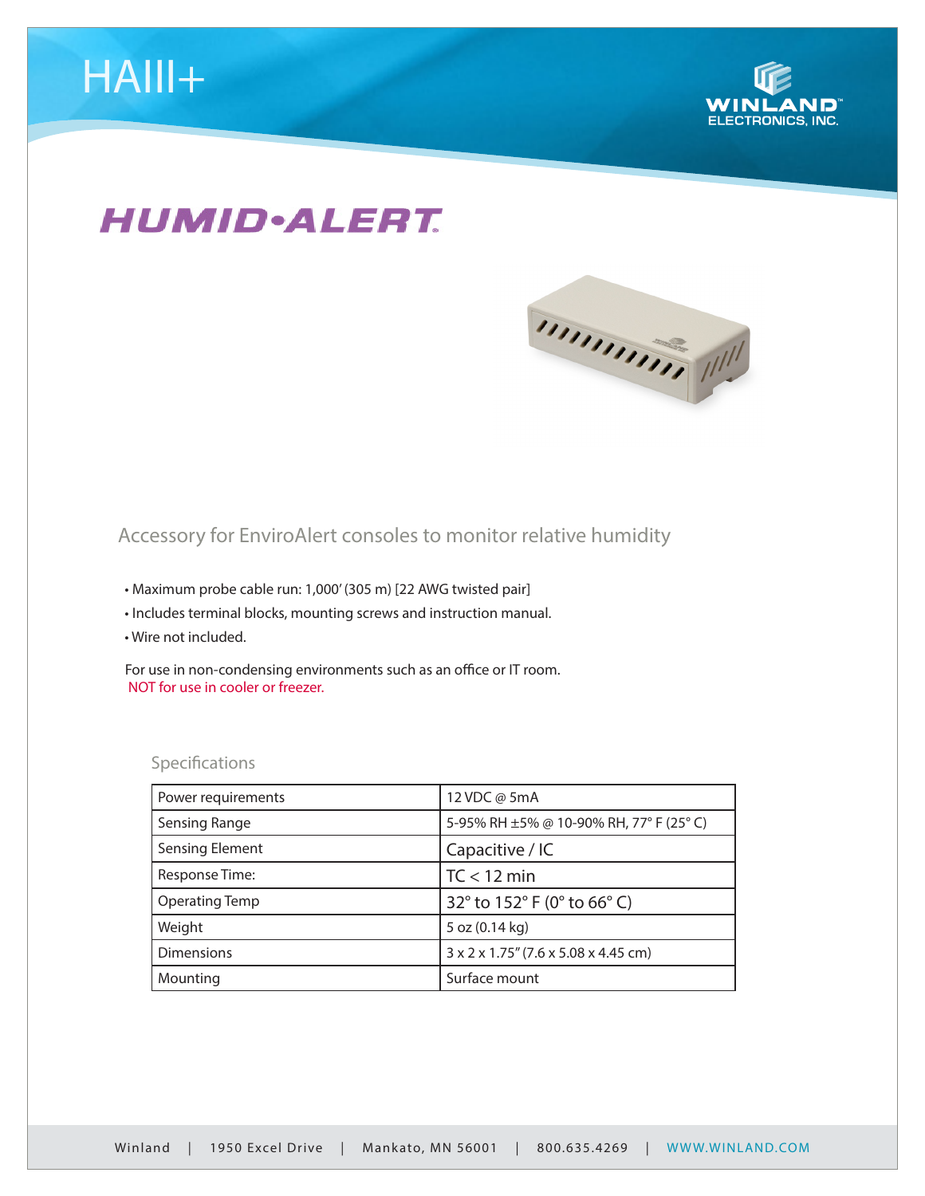# HAIII+

WINLAND ELECTRONICS, INC.

## HUMID•ALERT

Accessory for EnviroAlert consoles to monitor relative humidity

- Maximum probe cable run: 1,000' (305 m) [22 AWG twisted pair]
- Includes terminal blocks, mounting screws and instruction manual.
- Wire not included.

For use in non-condensing environments such as an office or IT room.
NOT for use in cooler or freezer.

### Specifications

| | |
|---|---|
| Power requirements | 12 VDC @ 5mA |
| Sensing Range | 5-95% RH ±5% @ 10-90% RH, 77° F (25° C) |
| Sensing Element | Capacitive / IC |
| Response Time: | TC < 12 min |
| Operating Temp | 32° to 152° F (0° to 66° C) |
| Weight | 5 oz (0.14 kg) |
| Dimensions | 3 x 2 x 1.75" (7.6 x 5.08 x 4.45 cm) |
| Mounting | Surface mount |

Winland | 1950 Excel Drive | Mankato, MN 56001 | 800.635.4269 | WWW.WINLAND.COM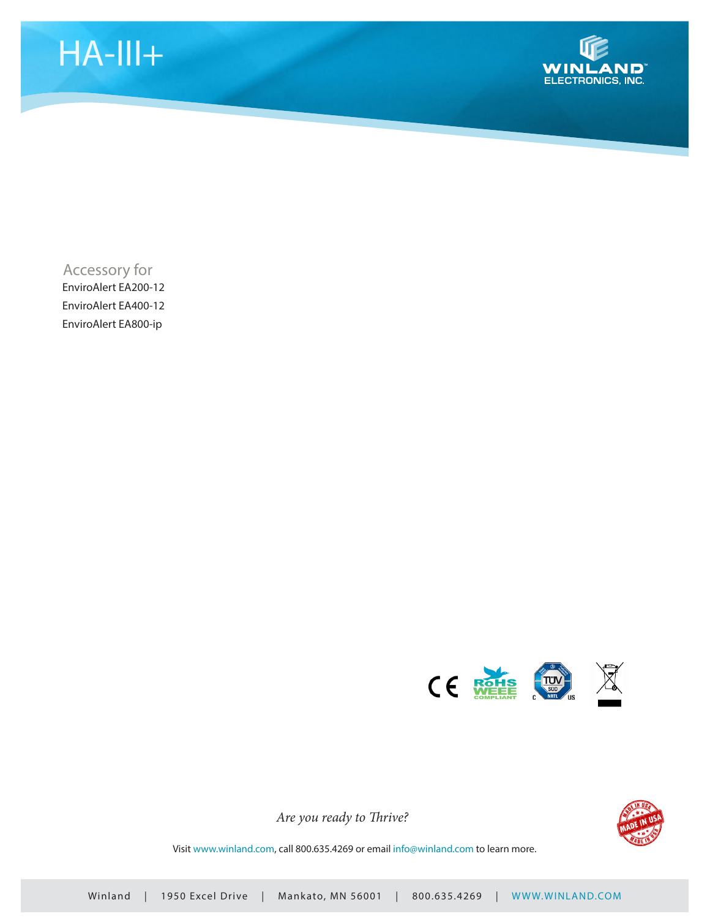# HA-III+

WINLAND ELECTRONICS, INC.

Accessory for

EnviroAlert EA200-12

EnviroAlert EA400-12

EnviroAlert EA800-ip

*Are you ready to Thrive?*

Visit www.winland.com, call 800.635.4269 or email info@winland.com to learn more.

Winland | 1950 Excel Drive | Mankato, MN 56001 | 800.635.4269 | WWW.WINLAND.COM